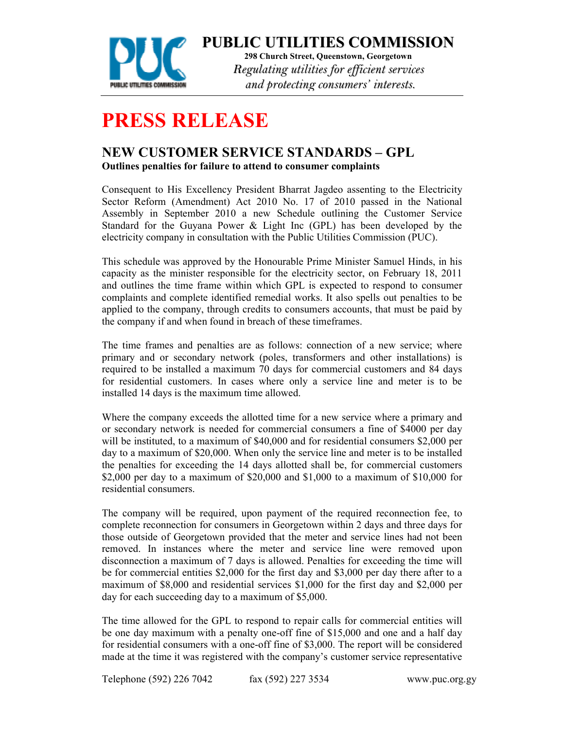# PUBLIC UTILITIES COMMISSION

**298 Church Street, Queenstown, Georgetown**

*Regulating utilities for efficient services and protecting consumers' interests.*

# PRESS RELEASE

## NEW CUSTOMER SERVICE STANDARDS – GPL

**Outlines penalties for failure to attend to consumer complaints**

Consequent to His Excellency President Bharrat Jagdeo assenting to the Electricity Sector Reform (Amendment) Act 2010 No. 17 of 2010 passed in the National Assembly in September 2010 a new Schedule outlining the Customer Service Standard for the Guyana Power & Light Inc (GPL) has been developed by the electricity company in consultation with the Public Utilities Commission (PUC).

This schedule was approved by the Honourable Prime Minister Samuel Hinds, in his capacity as the minister responsible for the electricity sector, on February 18, 2011 and outlines the time frame within which GPL is expected to respond to consumer complaints and complete identified remedial works. It also spells out penalties to be applied to the company, through credits to consumers accounts, that must be paid by the company if and when found in breach of these timeframes.

The time frames and penalties are as follows: connection of a new service; where primary and or secondary network (poles, transformers and other installations) is required to be installed a maximum 70 days for commercial customers and 84 days for residential customers. In cases where only a service line and meter is to be installed 14 days is the maximum time allowed.

Where the company exceeds the allotted time for a new service where a primary and or secondary network is needed for commercial consumers a fine of $4000 per day will be instituted, to a maximum of $40,000 and for residential consumers $2,000 per day to a maximum of $20,000. When only the service line and meter is to be installed the penalties for exceeding the 14 days allotted shall be, for commercial customers $2,000 per day to a maximum of $20,000 and $1,000 to a maximum of $10,000 for residential consumers.

The company will be required, upon payment of the required reconnection fee, to complete reconnection for consumers in Georgetown within 2 days and three days for those outside of Georgetown provided that the meter and service lines had not been removed. In instances where the meter and service line were removed upon disconnection a maximum of 7 days is allowed. Penalties for exceeding the time will be for commercial entities $2,000 for the first day and $3,000 per day there after to a maximum of $8,000 and residential services $1,000 for the first day and $2,000 per day for each succeeding day to a maximum of $5,000.

The time allowed for the GPL to respond to repair calls for commercial entities will be one day maximum with a penalty one-off fine of $15,000 and one and a half day for residential consumers with a one-off fine of $3,000. The report will be considered made at the time it was registered with the company's customer service representative

Telephone (592) 226 7042 fax (592) 227 3534 www.puc.org.gy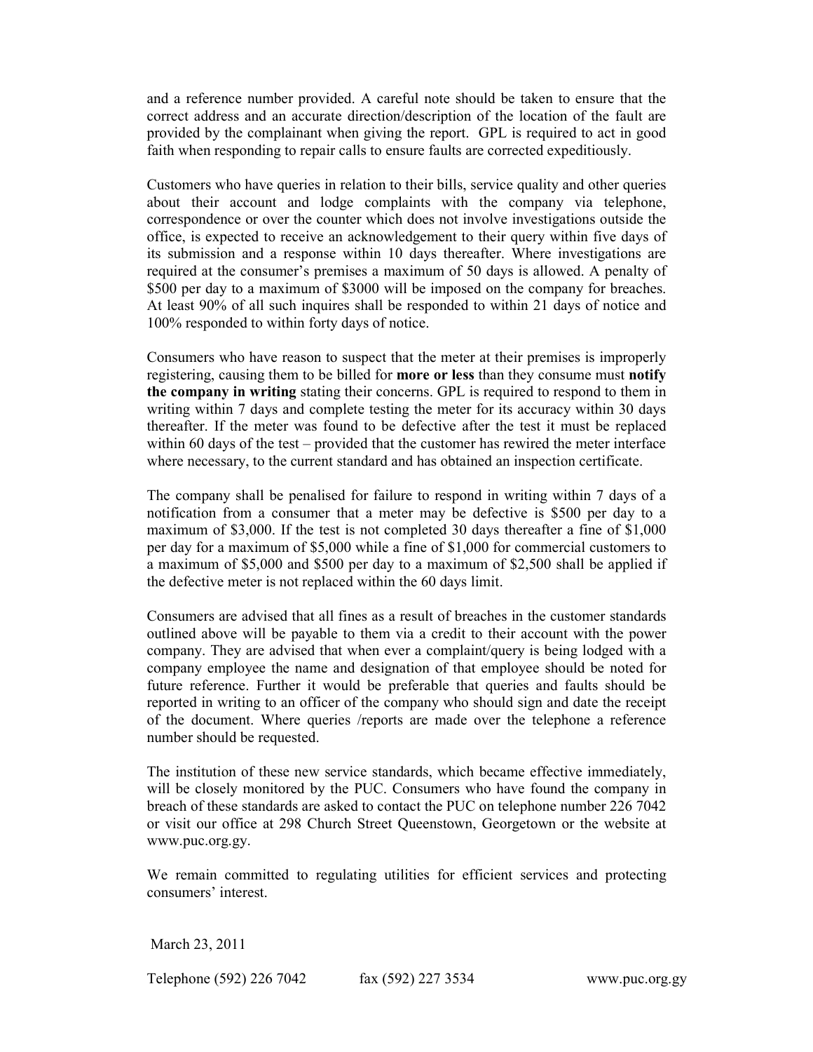and a reference number provided. A careful note should be taken to ensure that the correct address and an accurate direction/description of the location of the fault are provided by the complainant when giving the report. GPL is required to act in good faith when responding to repair calls to ensure faults are corrected expeditiously.

Customers who have queries in relation to their bills, service quality and other queries about their account and lodge complaints with the company via telephone, correspondence or over the counter which does not involve investigations outside the office, is expected to receive an acknowledgement to their query within five days of its submission and a response within 10 days thereafter. Where investigations are required at the consumer's premises a maximum of 50 days is allowed. A penalty of \$500 per day to a maximum of \$3000 will be imposed on the company for breaches. At least 90% of all such inquires shall be responded to within 21 days of notice and 100% responded to within forty days of notice.

Consumers who have reason to suspect that the meter at their premises is improperly registering, causing them to be billed for **more or less** than they consume must **notify the company in writing** stating their concerns. GPL is required to respond to them in writing within 7 days and complete testing the meter for its accuracy within 30 days thereafter. If the meter was found to be defective after the test it must be replaced within 60 days of the test – provided that the customer has rewired the meter interface where necessary, to the current standard and has obtained an inspection certificate.

The company shall be penalised for failure to respond in writing within 7 days of a notification from a consumer that a meter may be defective is \$500 per day to a maximum of \$3,000. If the test is not completed 30 days thereafter a fine of \$1,000 per day for a maximum of \$5,000 while a fine of \$1,000 for commercial customers to a maximum of \$5,000 and \$500 per day to a maximum of \$2,500 shall be applied if the defective meter is not replaced within the 60 days limit.

Consumers are advised that all fines as a result of breaches in the customer standards outlined above will be payable to them via a credit to their account with the power company. They are advised that when ever a complaint/query is being lodged with a company employee the name and designation of that employee should be noted for future reference. Further it would be preferable that queries and faults should be reported in writing to an officer of the company who should sign and date the receipt of the document. Where queries /reports are made over the telephone a reference number should be requested.

The institution of these new service standards, which became effective immediately, will be closely monitored by the PUC. Consumers who have found the company in breach of these standards are asked to contact the PUC on telephone number 226 7042 or visit our office at 298 Church Street Queenstown, Georgetown or the website at www.puc.org.gy.

We remain committed to regulating utilities for efficient services and protecting consumers' interest.

March 23, 2011

Telephone (592) 226 7042 fax (592) 227 3534 www.puc.org.gy